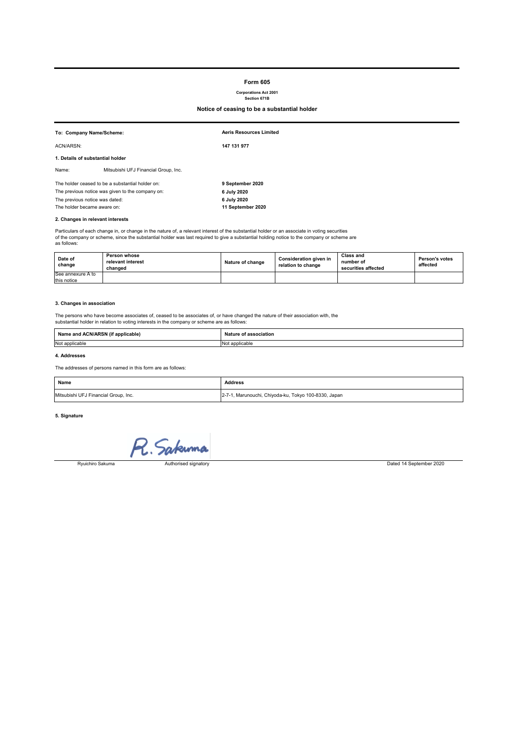# Form 605

**Corporations Act 2001**
**Section 671B**

## Notice of ceasing to be a substantial holder

| | |
|---|---|
| **To: Company Name/Scheme:** | **Aeris Resources Limited** |
| ACN/ARSN: | **147 131 977** |

**1. Details of substantial holder**

Name: Mitsubishi UFJ Financial Group, Inc.

| | |
|---|---|
| The holder ceased to be a substantial holder on: | **9 September 2020** |
| The previous notice was given to the company on: | **6 July 2020** |
| The previous notice was dated: | **6 July 2020** |
| The holder became aware on: | **11 September 2020** |

**2. Changes in relevant interests**

Particulars of each change in, or change in the nature of, a relevant interest of the substantial holder or an associate in voting securities of the company or scheme, since the substantial holder was last required to give a substantial holding notice to the company or scheme are as follows:

| Date of change | Person whose relevant interest changed | Nature of change | Consideration given in relation to change | Class and number of securities affected | Person's votes affected |
|---|---|---|---|---|---|
| See annexure A to this notice | | | | | |

**3. Changes in association**

The persons who have become associates of, ceased to be associates of, or have changed the nature of their association with, the substantial holder in relation to voting interests in the company or scheme are as follows:

| Name and ACN/ARSN (if applicable) | Nature of association |
|---|---|
| Not applicable | Not applicable |

**4. Addresses**

The addresses of persons named in this form are as follows:

| Name | Address |
|---|---|
| Mitsubishi UFJ Financial Group, Inc. | 2-7-1, Marunouchi, Chiyoda-ku, Tokyo 100-8330, Japan |

**5. Signature**

R. Sakuma

Ryuichiro Sakuma — Authorised signatory — Dated 14 September 2020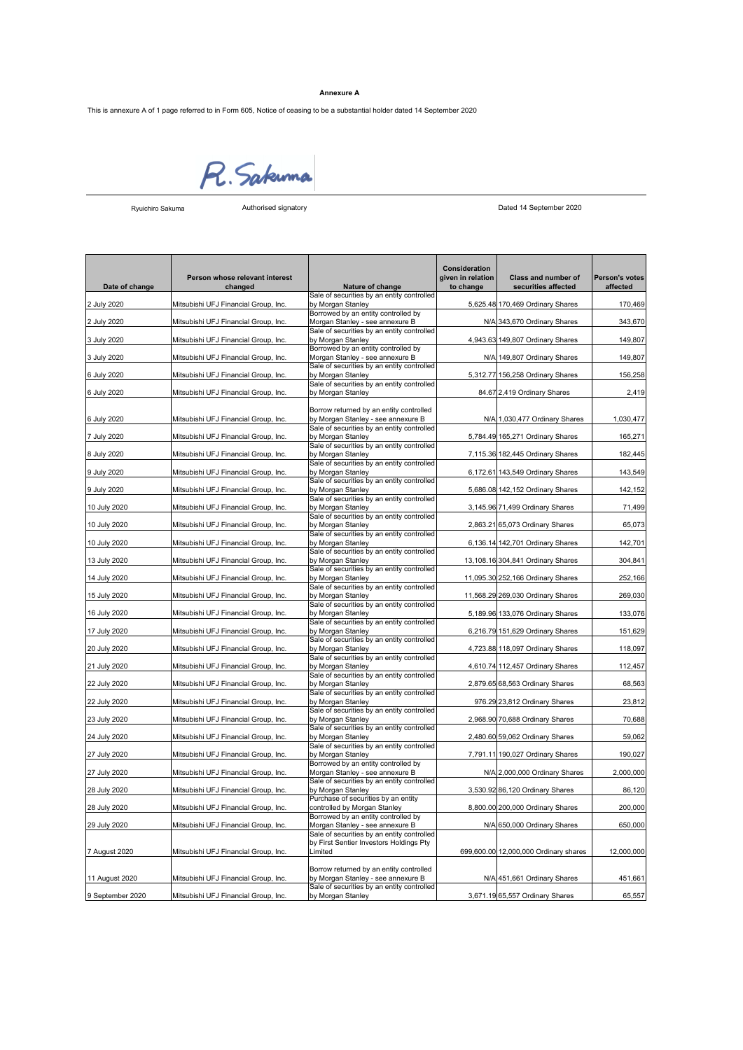**Annexure A**

This is annexure A of 1 page referred to in Form 605, Notice of ceasing to be a substantial holder dated 14 September 2020

R. Sakuma

Ryuichiro Sakuma Authorised signatory Dated 14 September 2020

| Date of change | Person whose relevant interest changed | Nature of change | Consideration given in relation to change | Class and number of securities affected | Person's votes affected |
|---|---|---|---|---|---|
| 2 July 2020 | Mitsubishi UFJ Financial Group, Inc. | Sale of securities by an entity controlled by Morgan Stanley | 5,625.48 | 170,469 Ordinary Shares | 170,469 |
| 2 July 2020 | Mitsubishi UFJ Financial Group, Inc. | Borrowed by an entity controlled by Morgan Stanley - see annexure B | N/A | 343,670 Ordinary Shares | 343,670 |
| 3 July 2020 | Mitsubishi UFJ Financial Group, Inc. | Sale of securities by an entity controlled by Morgan Stanley | 4,943.63 | 149,807 Ordinary Shares | 149,807 |
| 3 July 2020 | Mitsubishi UFJ Financial Group, Inc. | Borrowed by an entity controlled by Morgan Stanley - see annexure B | N/A | 149,807 Ordinary Shares | 149,807 |
| 6 July 2020 | Mitsubishi UFJ Financial Group, Inc. | Sale of securities by an entity controlled by Morgan Stanley | 5,312.77 | 156,258 Ordinary Shares | 156,258 |
| 6 July 2020 | Mitsubishi UFJ Financial Group, Inc. | Sale of securities by an entity controlled by Morgan Stanley | 84.67 | 2,419 Ordinary Shares | 2,419 |
| 6 July 2020 | Mitsubishi UFJ Financial Group, Inc. | Borrow returned by an entity controlled by Morgan Stanley - see annexure B | N/A | 1,030,477 Ordinary Shares | 1,030,477 |
| 7 July 2020 | Mitsubishi UFJ Financial Group, Inc. | Sale of securities by an entity controlled by Morgan Stanley | 5,784.49 | 165,271 Ordinary Shares | 165,271 |
| 8 July 2020 | Mitsubishi UFJ Financial Group, Inc. | Sale of securities by an entity controlled by Morgan Stanley | 7,115.36 | 182,445 Ordinary Shares | 182,445 |
| 9 July 2020 | Mitsubishi UFJ Financial Group, Inc. | Sale of securities by an entity controlled by Morgan Stanley | 6,172.61 | 143,549 Ordinary Shares | 143,549 |
| 9 July 2020 | Mitsubishi UFJ Financial Group, Inc. | Sale of securities by an entity controlled by Morgan Stanley | 5,686.08 | 142,152 Ordinary Shares | 142,152 |
| 10 July 2020 | Mitsubishi UFJ Financial Group, Inc. | Sale of securities by an entity controlled by Morgan Stanley | 3,145.96 | 71,499 Ordinary Shares | 71,499 |
| 10 July 2020 | Mitsubishi UFJ Financial Group, Inc. | Sale of securities by an entity controlled by Morgan Stanley | 2,863.21 | 65,073 Ordinary Shares | 65,073 |
| 10 July 2020 | Mitsubishi UFJ Financial Group, Inc. | Sale of securities by an entity controlled by Morgan Stanley | 6,136.14 | 142,701 Ordinary Shares | 142,701 |
| 13 July 2020 | Mitsubishi UFJ Financial Group, Inc. | Sale of securities by an entity controlled by Morgan Stanley | 13,108.16 | 304,841 Ordinary Shares | 304,841 |
| 14 July 2020 | Mitsubishi UFJ Financial Group, Inc. | Sale of securities by an entity controlled by Morgan Stanley | 11,095.30 | 252,166 Ordinary Shares | 252,166 |
| 15 July 2020 | Mitsubishi UFJ Financial Group, Inc. | Sale of securities by an entity controlled by Morgan Stanley | 11,568.29 | 269,030 Ordinary Shares | 269,030 |
| 16 July 2020 | Mitsubishi UFJ Financial Group, Inc. | Sale of securities by an entity controlled by Morgan Stanley | 5,189.96 | 133,076 Ordinary Shares | 133,076 |
| 17 July 2020 | Mitsubishi UFJ Financial Group, Inc. | Sale of securities by an entity controlled by Morgan Stanley | 6,216.79 | 151,629 Ordinary Shares | 151,629 |
| 20 July 2020 | Mitsubishi UFJ Financial Group, Inc. | Sale of securities by an entity controlled by Morgan Stanley | 4,723.88 | 118,097 Ordinary Shares | 118,097 |
| 21 July 2020 | Mitsubishi UFJ Financial Group, Inc. | Sale of securities by an entity controlled by Morgan Stanley | 4,610.74 | 112,457 Ordinary Shares | 112,457 |
| 22 July 2020 | Mitsubishi UFJ Financial Group, Inc. | Sale of securities by an entity controlled by Morgan Stanley | 2,879.65 | 68,563 Ordinary Shares | 68,563 |
| 22 July 2020 | Mitsubishi UFJ Financial Group, Inc. | Sale of securities by an entity controlled by Morgan Stanley | 976.29 | 23,812 Ordinary Shares | 23,812 |
| 23 July 2020 | Mitsubishi UFJ Financial Group, Inc. | Sale of securities by an entity controlled by Morgan Stanley | 2,968.90 | 70,688 Ordinary Shares | 70,688 |
| 24 July 2020 | Mitsubishi UFJ Financial Group, Inc. | Sale of securities by an entity controlled by Morgan Stanley | 2,480.60 | 59,062 Ordinary Shares | 59,062 |
| 27 July 2020 | Mitsubishi UFJ Financial Group, Inc. | Sale of securities by an entity controlled by Morgan Stanley | 7,791.11 | 190,027 Ordinary Shares | 190,027 |
| 27 July 2020 | Mitsubishi UFJ Financial Group, Inc. | Borrowed by an entity controlled by Morgan Stanley - see annexure B | N/A | 2,000,000 Ordinary Shares | 2,000,000 |
| 28 July 2020 | Mitsubishi UFJ Financial Group, Inc. | Sale of securities by an entity controlled by Morgan Stanley | 3,530.92 | 86,120 Ordinary Shares | 86,120 |
| 28 July 2020 | Mitsubishi UFJ Financial Group, Inc. | Purchase of securities by an entity controlled by Morgan Stanley | 8,800.00 | 200,000 Ordinary Shares | 200,000 |
| 29 July 2020 | Mitsubishi UFJ Financial Group, Inc. | Borrowed by an entity controlled by Morgan Stanley - see annexure B | N/A | 650,000 Ordinary Shares | 650,000 |
| 7 August 2020 | Mitsubishi UFJ Financial Group, Inc. | Sale of securities by an entity controlled by First Sentier Investors Holdings Pty Limited | 699,600.00 | 12,000,000 Ordinary shares | 12,000,000 |
| 11 August 2020 | Mitsubishi UFJ Financial Group, Inc. | Borrow returned by an entity controlled by Morgan Stanley - see annexure B | N/A | 451,661 Ordinary Shares | 451,661 |
| 9 September 2020 | Mitsubishi UFJ Financial Group, Inc. | Sale of securities by an entity controlled by Morgan Stanley | 3,671.19 | 65,557 Ordinary Shares | 65,557 |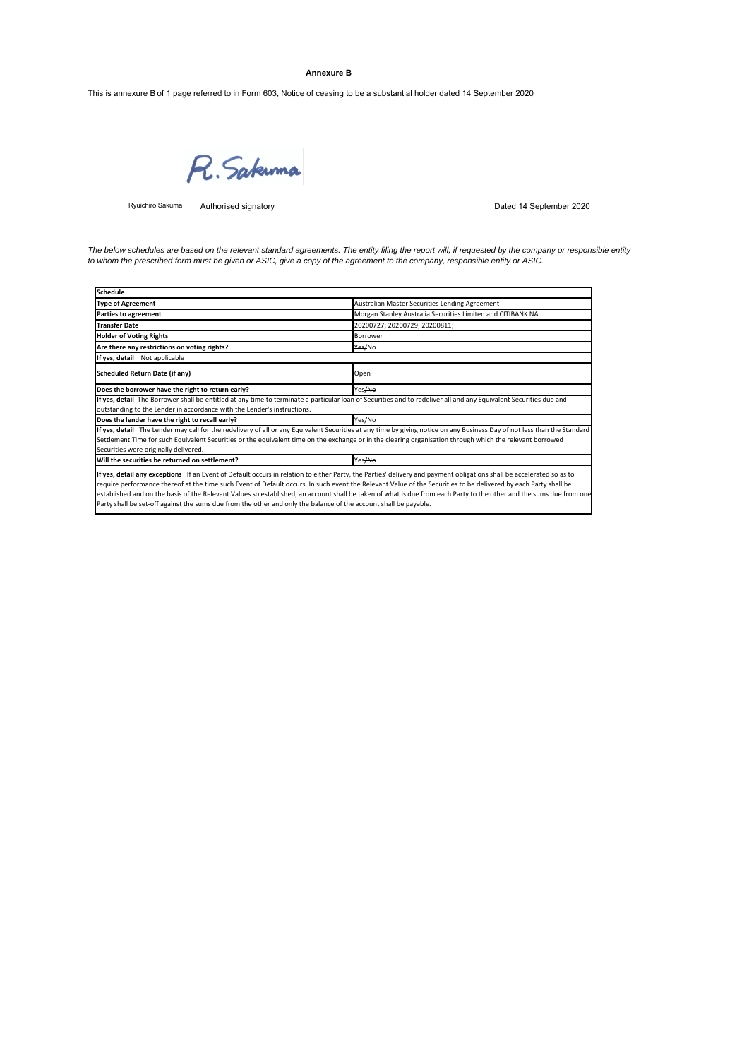**Annexure B**

This is annexure B of 1 page referred to in Form 603, Notice of ceasing to be a substantial holder dated 14 September 2020

R. Sakuma

Ryuichiro Sakuma    Authorised signatory    Dated 14 September 2020

*The below schedules are based on the relevant standard agreements. The entity filing the report will, if requested by the company or responsible entity to whom the prescribed form must be given or ASIC, give a copy of the agreement to the company, responsible entity or ASIC.*

| **Schedule** | |
|---|---|
| **Type of Agreement** | Australian Master Securities Lending Agreement |
| **Parties to agreement** | Morgan Stanley Australia Securities Limited and CITIBANK NA |
| **Transfer Date** | 20200727; 20200729; 20200811; |
| **Holder of Voting Rights** | Borrower |
| **Are there any restrictions on voting rights?** | ~~Yes~~/No |
| **If yes, detail** Not applicable | |
| **Scheduled Return Date (if any)** | Open |
| **Does the borrower have the right to return early?** | Yes/~~No~~ |
| **If yes, detail** The Borrower shall be entitled at any time to terminate a particular loan of Securities and to redeliver all and any Equivalent Securities due and outstanding to the Lender in accordance with the Lender's instructions. | |
| **Does the lender have the right to recall early?** | Yes/~~No~~ |
| **If yes, detail** The Lender may call for the redelivery of all or any Equivalent Securities at any time by giving notice on any Business Day of not less than the Standard Settlement Time for such Equivalent Securities or the equivalent time on the exchange or in the clearing organisation through which the relevant borrowed Securities were originally delivered. | |
| **Will the securities be returned on settlement?** | Yes/~~No~~ |
| **If yes, detail any exceptions** If an Event of Default occurs in relation to either Party, the Parties' delivery and payment obligations shall be accelerated so as to require performance thereof at the time such Event of Default occurs. In such event the Relevant Value of the Securities to be delivered by each Party shall be established and on the basis of the Relevant Values so established, an account shall be taken of what is due from each Party to the other and the sums due from one Party shall be set-off against the sums due from the other and only the balance of the account shall be payable. | |